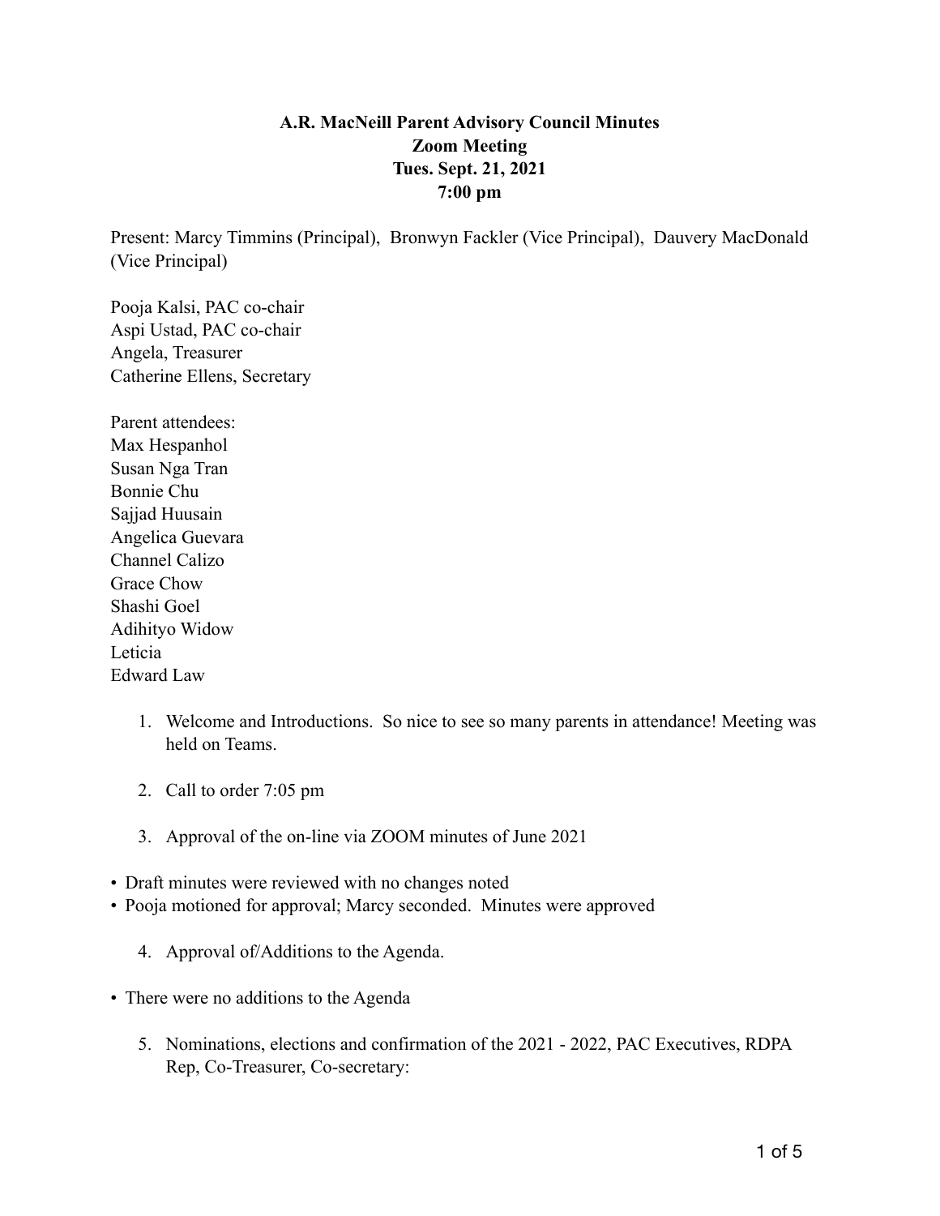**A.R. MacNeill Parent Advisory Council Minutes**
**Zoom Meeting**
**Tues. Sept. 21, 2021**
**7:00 pm**

Present: Marcy Timmins (Principal), Bronwyn Fackler (Vice Principal), Dauvery MacDonald (Vice Principal)

Pooja Kalsi, PAC co-chair
Aspi Ustad, PAC co-chair
Angela, Treasurer
Catherine Ellens, Secretary

Parent attendees:
Max Hespanhol
Susan Nga Tran
Bonnie Chu
Sajjad Huusain
Angelica Guevara
Channel Calizo
Grace Chow
Shashi Goel
Adihityo Widow
Leticia
Edward Law

1. Welcome and Introductions. So nice to see so many parents in attendance! Meeting was held on Teams.

2. Call to order 7:05 pm

3. Approval of the on-line via ZOOM minutes of June 2021

- Draft minutes were reviewed with no changes noted
- Pooja motioned for approval; Marcy seconded. Minutes were approved

4. Approval of/Additions to the Agenda.

- There were no additions to the Agenda

5. Nominations, elections and confirmation of the 2021 - 2022, PAC Executives, RDPA Rep, Co-Treasurer, Co-secretary: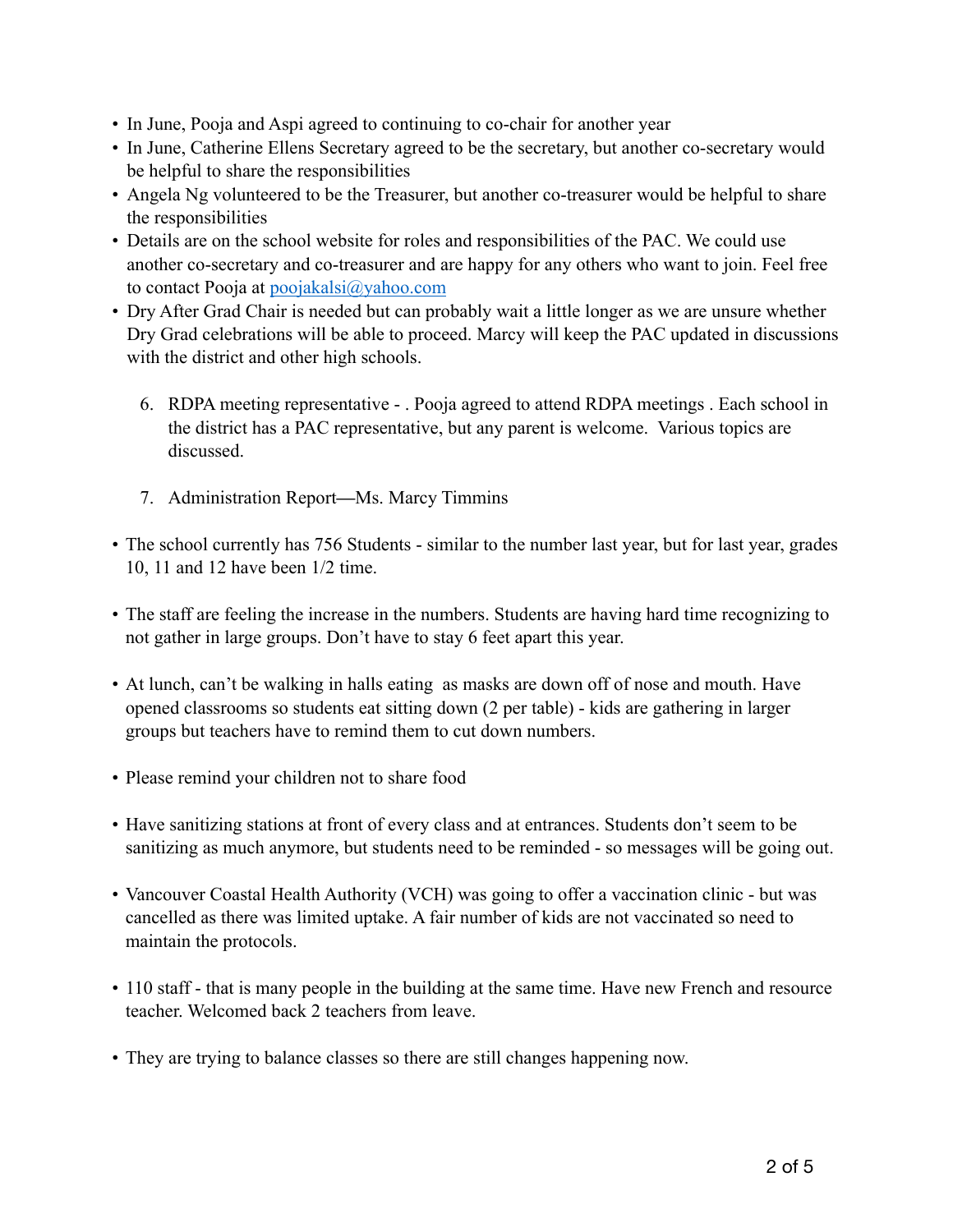- In June, Pooja and Aspi agreed to continuing to co-chair for another year
- In June, Catherine Ellens Secretary agreed to be the secretary, but another co-secretary would be helpful to share the responsibilities
- Angela Ng volunteered to be the Treasurer, but another co-treasurer would be helpful to share the responsibilities
- Details are on the school website for roles and responsibilities of the PAC. We could use another co-secretary and co-treasurer and are happy for any others who want to join. Feel free to contact Pooja at [poojakalsi@yahoo.com](mailto:poojakalsi@yahoo.com)
- Dry After Grad Chair is needed but can probably wait a little longer as we are unsure whether Dry Grad celebrations will be able to proceed. Marcy will keep the PAC updated in discussions with the district and other high schools.

6. RDPA meeting representative - . Pooja agreed to attend RDPA meetings . Each school in the district has a PAC representative, but any parent is welcome. Various topics are discussed.

7. Administration Report—Ms. Marcy Timmins

- The school currently has 756 Students - similar to the number last year, but for last year, grades 10, 11 and 12 have been 1/2 time.

- The staff are feeling the increase in the numbers. Students are having hard time recognizing to not gather in large groups. Don't have to stay 6 feet apart this year.

- At lunch, can't be walking in halls eating as masks are down off of nose and mouth. Have opened classrooms so students eat sitting down (2 per table) - kids are gathering in larger groups but teachers have to remind them to cut down numbers.

- Please remind your children not to share food

- Have sanitizing stations at front of every class and at entrances. Students don't seem to be sanitizing as much anymore, but students need to be reminded - so messages will be going out.

- Vancouver Coastal Health Authority (VCH) was going to offer a vaccination clinic - but was cancelled as there was limited uptake. A fair number of kids are not vaccinated so need to maintain the protocols.

- 110 staff - that is many people in the building at the same time. Have new French and resource teacher. Welcomed back 2 teachers from leave.

- They are trying to balance classes so there are still changes happening now.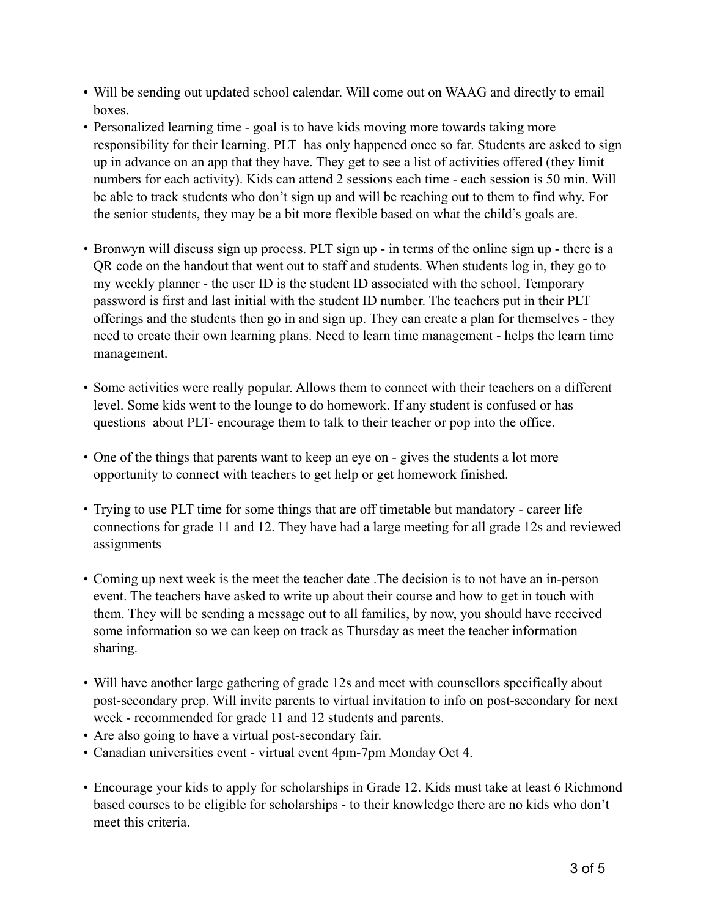- Will be sending out updated school calendar. Will come out on WAAG and directly to email boxes.
- Personalized learning time - goal is to have kids moving more towards taking more responsibility for their learning. PLT has only happened once so far. Students are asked to sign up in advance on an app that they have. They get to see a list of activities offered (they limit numbers for each activity). Kids can attend 2 sessions each time - each session is 50 min. Will be able to track students who don't sign up and will be reaching out to them to find why. For the senior students, they may be a bit more flexible based on what the child's goals are.

- Bronwyn will discuss sign up process. PLT sign up - in terms of the online sign up - there is a QR code on the handout that went out to staff and students. When students log in, they go to my weekly planner - the user ID is the student ID associated with the school. Temporary password is first and last initial with the student ID number. The teachers put in their PLT offerings and the students then go in and sign up. They can create a plan for themselves - they need to create their own learning plans. Need to learn time management - helps the learn time management.

- Some activities were really popular. Allows them to connect with their teachers on a different level. Some kids went to the lounge to do homework. If any student is confused or has questions about PLT- encourage them to talk to their teacher or pop into the office.

- One of the things that parents want to keep an eye on - gives the students a lot more opportunity to connect with teachers to get help or get homework finished.

- Trying to use PLT time for some things that are off timetable but mandatory - career life connections for grade 11 and 12. They have had a large meeting for all grade 12s and reviewed assignments

- Coming up next week is the meet the teacher date .The decision is to not have an in-person event. The teachers have asked to write up about their course and how to get in touch with them. They will be sending a message out to all families, by now, you should have received some information so we can keep on track as Thursday as meet the teacher information sharing.

- Will have another large gathering of grade 12s and meet with counsellors specifically about post-secondary prep. Will invite parents to virtual invitation to info on post-secondary for next week - recommended for grade 11 and 12 students and parents.
- Are also going to have a virtual post-secondary fair.
- Canadian universities event - virtual event 4pm-7pm Monday Oct 4.

- Encourage your kids to apply for scholarships in Grade 12. Kids must take at least 6 Richmond based courses to be eligible for scholarships - to their knowledge there are no kids who don't meet this criteria.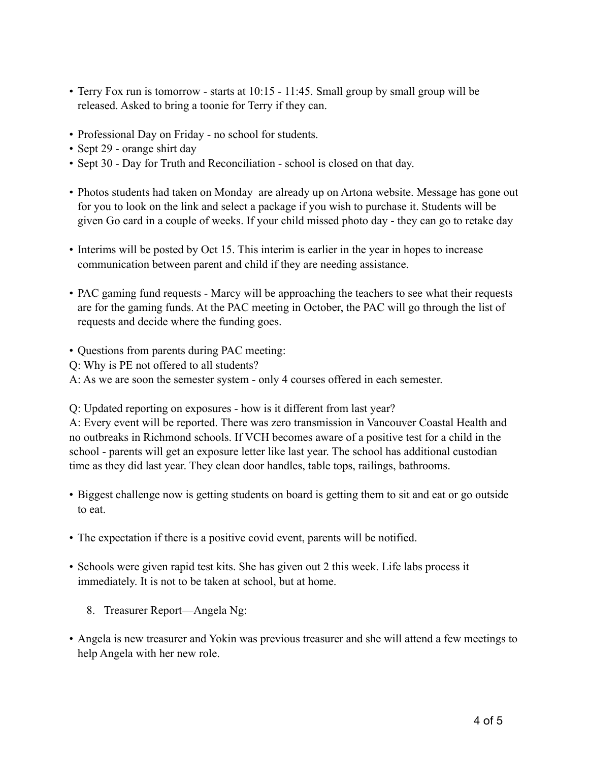- Terry Fox run is tomorrow - starts at 10:15 - 11:45. Small group by small group will be released. Asked to bring a toonie for Terry if they can.

- Professional Day on Friday - no school for students.
- Sept 29 - orange shirt day
- Sept 30 - Day for Truth and Reconciliation - school is closed on that day.

- Photos students had taken on Monday are already up on Artona website. Message has gone out for you to look on the link and select a package if you wish to purchase it. Students will be given Go card in a couple of weeks. If your child missed photo day - they can go to retake day

- Interims will be posted by Oct 15. This interim is earlier in the year in hopes to increase communication between parent and child if they are needing assistance.

- PAC gaming fund requests - Marcy will be approaching the teachers to see what their requests are for the gaming funds. At the PAC meeting in October, the PAC will go through the list of requests and decide where the funding goes.

- Questions from parents during PAC meeting:

Q: Why is PE not offered to all students?
A: As we are soon the semester system - only 4 courses offered in each semester.

Q: Updated reporting on exposures - how is it different from last year?
A: Every event will be reported. There was zero transmission in Vancouver Coastal Health and no outbreaks in Richmond schools. If VCH becomes aware of a positive test for a child in the school - parents will get an exposure letter like last year. The school has additional custodian time as they did last year. They clean door handles, table tops, railings, bathrooms.

- Biggest challenge now is getting students on board is getting them to sit and eat or go outside to eat.

- The expectation if there is a positive covid event, parents will be notified.

- Schools were given rapid test kits. She has given out 2 this week. Life labs process it immediately. It is not to be taken at school, but at home.

8. Treasurer Report—Angela Ng:

- Angela is new treasurer and Yokin was previous treasurer and she will attend a few meetings to help Angela with her new role.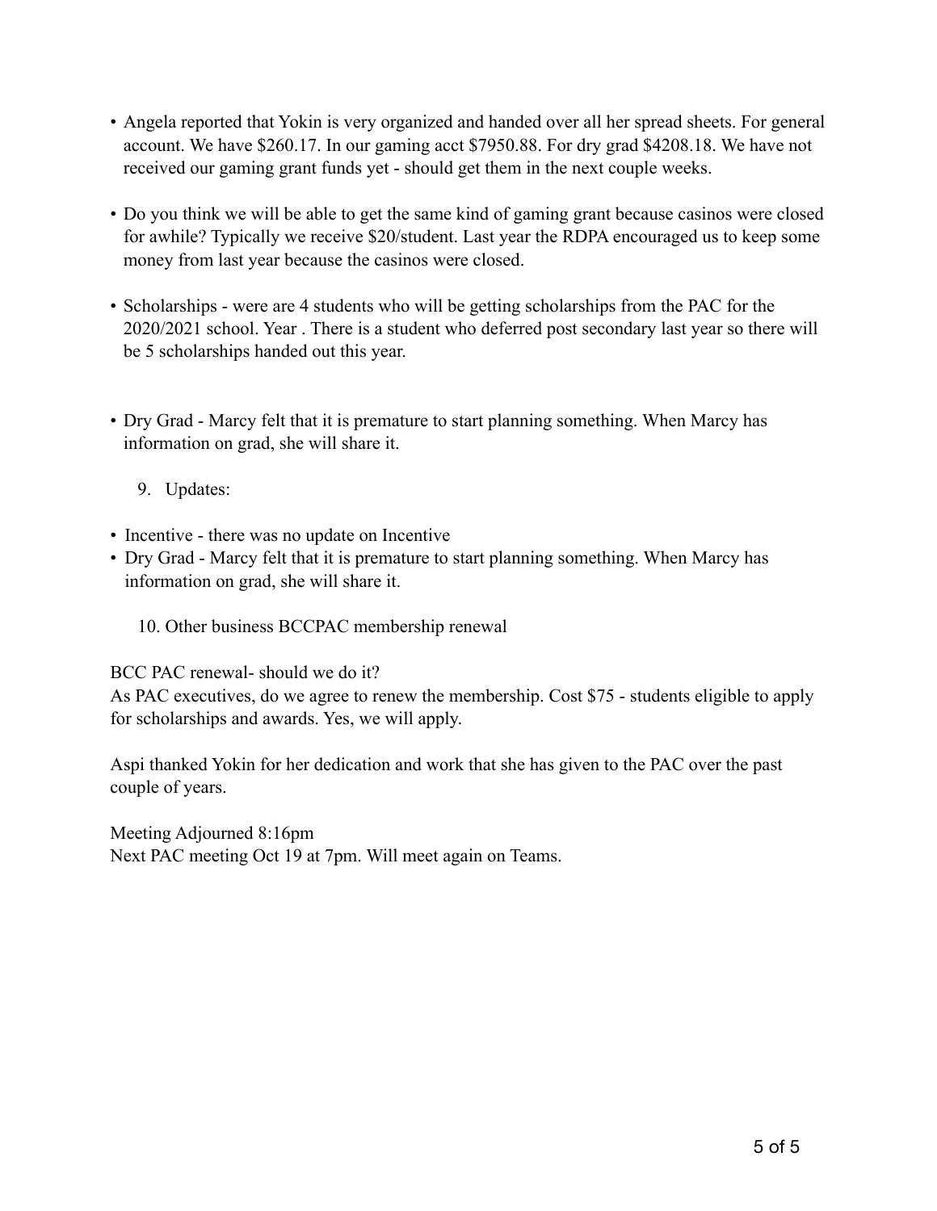- Angela reported that Yokin is very organized and handed over all her spread sheets. For general account. We have $260.17. In our gaming acct $7950.88. For dry grad $4208.18. We have not received our gaming grant funds yet - should get them in the next couple weeks.

- Do you think we will be able to get the same kind of gaming grant because casinos were closed for awhile? Typically we receive $20/student. Last year the RDPA encouraged us to keep some money from last year because the casinos were closed.

- Scholarships - were are 4 students who will be getting scholarships from the PAC for the 2020/2021 school. Year . There is a student who deferred post secondary last year so there will be 5 scholarships handed out this year.

- Dry Grad - Marcy felt that it is premature to start planning something. When Marcy has information on grad, she will share it.

9. Updates:

- Incentive - there was no update on Incentive
- Dry Grad - Marcy felt that it is premature to start planning something. When Marcy has information on grad, she will share it.

10. Other business BCCPAC membership renewal

BCC PAC renewal- should we do it?
As PAC executives, do we agree to renew the membership. Cost $75 - students eligible to apply for scholarships and awards. Yes, we will apply.

Aspi thanked Yokin for her dedication and work that she has given to the PAC over the past couple of years.

Meeting Adjourned 8:16pm
Next PAC meeting Oct 19 at 7pm. Will meet again on Teams.